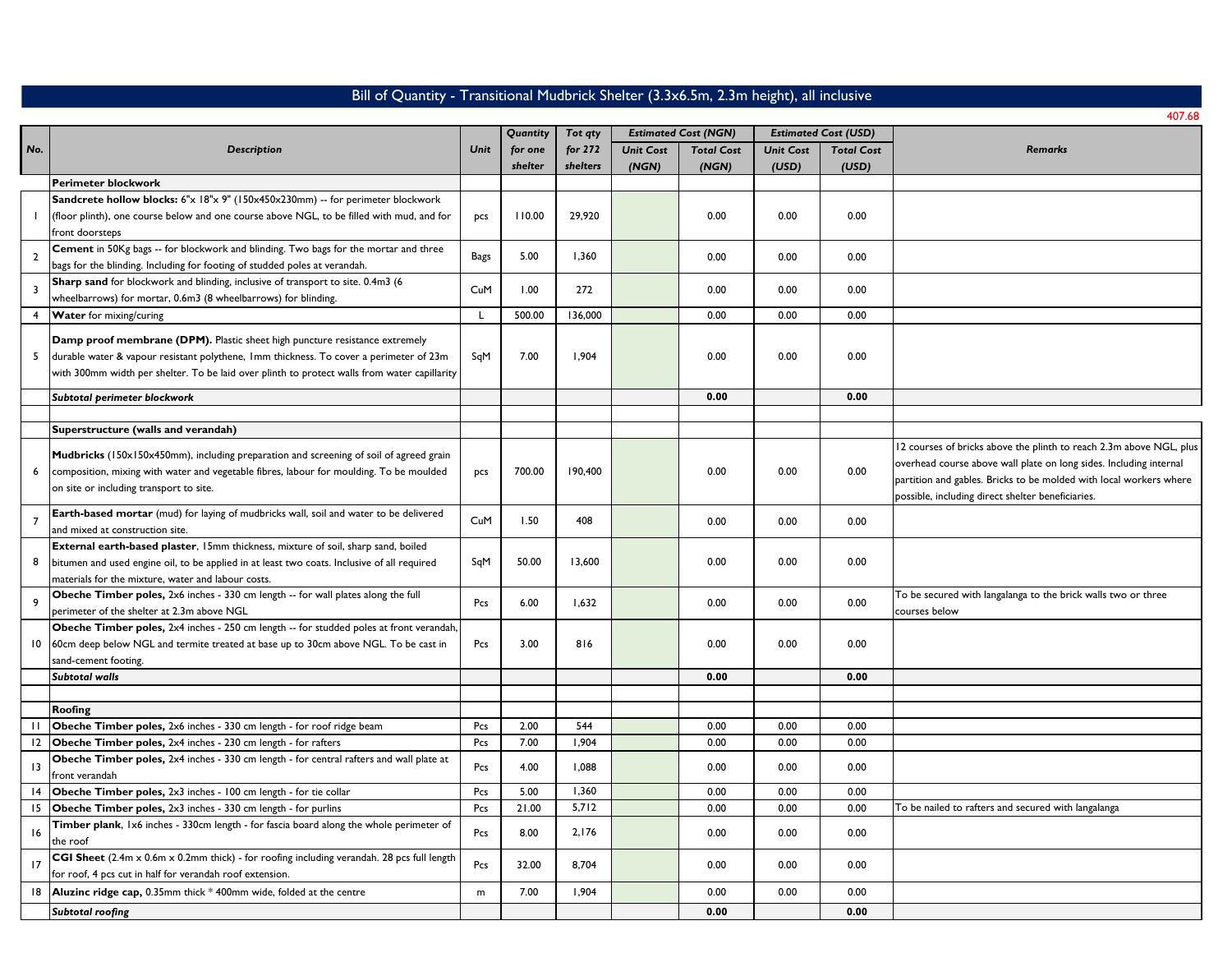# Bill of Quantity - Transitional Mudbrick Shelter (3.3x6.5m, 2.3m height), all inclusive

407.68

| No. | Description | Unit | Quantity for one shelter | Tot qty for 272 shelters | Estimated Cost (NGN) | | Estimated Cost (USD) | | Remarks |
|---|---|---|---|---|---|---|---|---|---|
| | | | | | Unit Cost (NGN) | Total Cost (NGN) | Unit Cost (USD) | Total Cost (USD) | |
| | **Perimeter blockwork** | | | | | | | | |
| 1 | **Sandcrete hollow blocks:** 6"x 18"x 9" (150x450x230mm) -- for perimeter blockwork (floor plinth), one course below and one course above NGL, to be filled with mud, and for front doorsteps | pcs | 110.00 | 29,920 | | 0.00 | 0.00 | 0.00 | |
| 2 | **Cement** in 50Kg bags -- for blockwork and blinding. Two bags for the mortar and three bags for the blinding. Including for footing of studded poles at verandah. | Bags | 5.00 | 1,360 | | 0.00 | 0.00 | 0.00 | |
| 3 | **Sharp sand** for blockwork and blinding, inclusive of transport to site. 0.4m3 (6 wheelbarrows) for mortar, 0.6m3 (8 wheelbarrows) for blinding. | CuM | 1.00 | 272 | | 0.00 | 0.00 | 0.00 | |
| 4 | **Water** for mixing/curing | L | 500.00 | 136,000 | | 0.00 | 0.00 | 0.00 | |
| 5 | **Damp proof membrane (DPM).** Plastic sheet high puncture resistance extremely durable water & vapour resistant polythene, 1mm thickness. To cover a perimeter of 23m with 300mm width per shelter. To be laid over plinth to protect walls from water capillarity | SqM | 7.00 | 1,904 | | 0.00 | 0.00 | 0.00 | |
| | ***Subtotal perimeter blockwork*** | | | | | **0.00** | | **0.00** | |
| | | | | | | | | | |
| | **Superstructure (walls and verandah)** | | | | | | | | |
| 6 | **Mudbricks** (150x150x450mm), including preparation and screening of soil of agreed grain composition, mixing with water and vegetable fibres, labour for moulding. To be moulded on site or including transport to site. | pcs | 700.00 | 190,400 | | 0.00 | 0.00 | 0.00 | 12 courses of bricks above the plinth to reach 2.3m above NGL, plus overhead course above wall plate on long sides. Including internal partition and gables. Bricks to be molded with local workers where possible, including direct shelter beneficiaries. |
| 7 | **Earth-based mortar** (mud) for laying of mudbricks wall, soil and water to be delivered and mixed at construction site. | CuM | 1.50 | 408 | | 0.00 | 0.00 | 0.00 | |
| 8 | **External earth-based plaster**, 15mm thickness, mixture of soil, sharp sand, boiled bitumen and used engine oil, to be applied in at least two coats. Inclusive of all required materials for the mixture, water and labour costs. | SqM | 50.00 | 13,600 | | 0.00 | 0.00 | 0.00 | |
| 9 | **Obeche Timber poles,** 2x6 inches - 330 cm length -- for wall plates along the full perimeter of the shelter at 2.3m above NGL | Pcs | 6.00 | 1,632 | | 0.00 | 0.00 | 0.00 | To be secured with langalanga to the brick walls two or three courses below |
| 10 | **Obeche Timber poles,** 2x4 inches - 250 cm length -- for studded poles at front verandah, 60cm deep below NGL and termite treated at base up to 30cm above NGL. To be cast in sand-cement footing. | Pcs | 3.00 | 816 | | 0.00 | 0.00 | 0.00 | |
| | ***Subtotal walls*** | | | | | **0.00** | | **0.00** | |
| | | | | | | | | | |
| | **Roofing** | | | | | | | | |
| 11 | **Obeche Timber poles,** 2x6 inches - 330 cm length - for roof ridge beam | Pcs | 2.00 | 544 | | 0.00 | 0.00 | 0.00 | |
| 12 | **Obeche Timber poles,** 2x4 inches - 230 cm length - for rafters | Pcs | 7.00 | 1,904 | | 0.00 | 0.00 | 0.00 | |
| 13 | **Obeche Timber poles,** 2x4 inches - 330 cm length - for central rafters and wall plate at front verandah | Pcs | 4.00 | 1,088 | | 0.00 | 0.00 | 0.00 | |
| 14 | **Obeche Timber poles,** 2x3 inches - 100 cm length - for tie collar | Pcs | 5.00 | 1,360 | | 0.00 | 0.00 | 0.00 | |
| 15 | **Obeche Timber poles,** 2x3 inches - 330 cm length - for purlins | Pcs | 21.00 | 5,712 | | 0.00 | 0.00 | 0.00 | To be nailed to rafters and secured with langalanga |
| 16 | **Timber plank**, 1x6 inches - 330cm length - for fascia board along the whole perimeter of the roof | Pcs | 8.00 | 2,176 | | 0.00 | 0.00 | 0.00 | |
| 17 | **CGI Sheet** (2.4m x 0.6m x 0.2mm thick) - for roofing including verandah. 28 pcs full length for roof, 4 pcs cut in half for verandah roof extension. | Pcs | 32.00 | 8,704 | | 0.00 | 0.00 | 0.00 | |
| 18 | **Aluzinc ridge cap,** 0.35mm thick * 400mm wide, folded at the centre | m | 7.00 | 1,904 | | 0.00 | 0.00 | 0.00 | |
| | ***Subtotal roofing*** | | | | | **0.00** | | **0.00** | |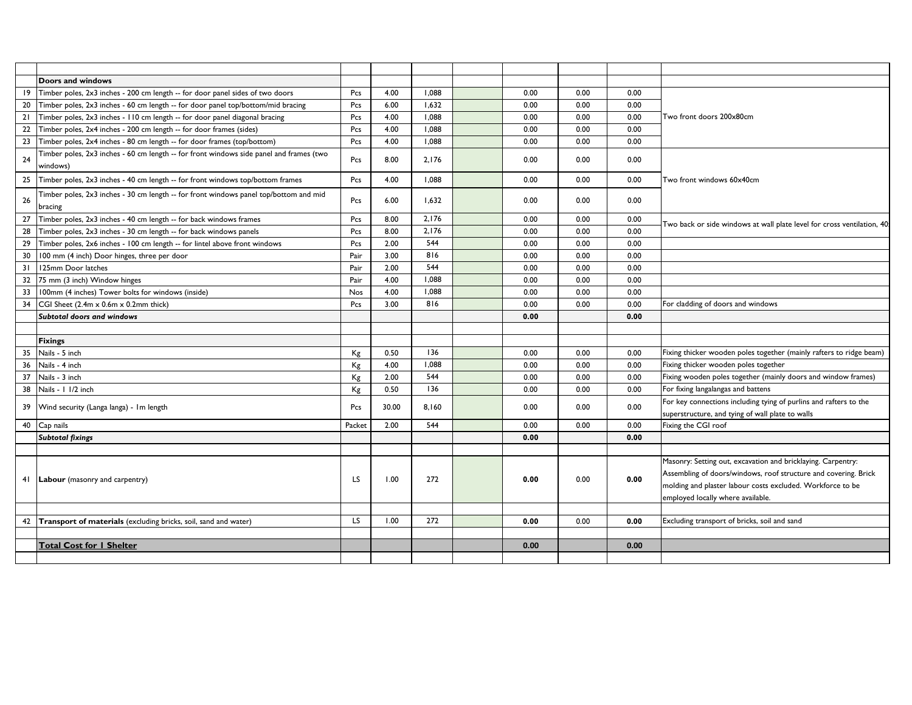| | | | | | | | | | |
|---|---|---|---|---|---|---|---|---|---|
| | **Doors and windows** | | | | | | | | |
| 19 | Timber poles, 2x3 inches - 200 cm length -- for door panel sides of two doors | Pcs | 4.00 | 1,088 | | 0.00 | 0.00 | 0.00 | Two front doors 200x80cm |
| 20 | Timber poles, 2x3 inches - 60 cm length -- for door panel top/bottom/mid bracing | Pcs | 6.00 | 1,632 | | 0.00 | 0.00 | 0.00 | |
| 21 | Timber poles, 2x3 inches - 110 cm length -- for door panel diagonal bracing | Pcs | 4.00 | 1,088 | | 0.00 | 0.00 | 0.00 | |
| 22 | Timber poles, 2x4 inches - 200 cm length -- for door frames (sides) | Pcs | 4.00 | 1,088 | | 0.00 | 0.00 | 0.00 | |
| 23 | Timber poles, 2x4 inches - 80 cm length -- for door frames (top/bottom) | Pcs | 4.00 | 1,088 | | 0.00 | 0.00 | 0.00 | |
| 24 | Timber poles, 2x3 inches - 60 cm length -- for front windows side panel and frames (two windows) | Pcs | 8.00 | 2,176 | | 0.00 | 0.00 | 0.00 | Two front windows 60x40cm |
| 25 | Timber poles, 2x3 inches - 40 cm length -- for front windows top/bottom frames | Pcs | 4.00 | 1,088 | | 0.00 | 0.00 | 0.00 | |
| 26 | Timber poles, 2x3 inches - 30 cm length -- for front windows panel top/bottom and mid bracing | Pcs | 6.00 | 1,632 | | 0.00 | 0.00 | 0.00 | |
| 27 | Timber poles, 2x3 inches - 40 cm length -- for back windows frames | Pcs | 8.00 | 2,176 | | 0.00 | 0.00 | 0.00 | Two back or side windows at wall plate level for cross ventilation, 40 |
| 28 | Timber poles, 2x3 inches - 30 cm length -- for back windows panels | Pcs | 8.00 | 2,176 | | 0.00 | 0.00 | 0.00 | |
| 29 | Timber poles, 2x6 inches - 100 cm length -- for lintel above front windows | Pcs | 2.00 | 544 | | 0.00 | 0.00 | 0.00 | |
| 30 | 100 mm (4 inch) Door hinges, three per door | Pair | 3.00 | 816 | | 0.00 | 0.00 | 0.00 | |
| 31 | 125mm Door latches | Pair | 2.00 | 544 | | 0.00 | 0.00 | 0.00 | |
| 32 | 75 mm (3 inch) Window hinges | Pair | 4.00 | 1,088 | | 0.00 | 0.00 | 0.00 | |
| 33 | 100mm (4 inches) Tower bolts for windows (inside) | Nos | 4.00 | 1,088 | | 0.00 | 0.00 | 0.00 | |
| 34 | CGI Sheet (2.4m x 0.6m x 0.2mm thick) | Pcs | 3.00 | 816 | | 0.00 | 0.00 | 0.00 | For cladding of doors and windows |
| | ***Subtotal doors and windows*** | | | | | **0.00** | | **0.00** | |
| | | | | | | | | | |
| | **Fixings** | | | | | | | | |
| 35 | Nails - 5 inch | Kg | 0.50 | 136 | | 0.00 | 0.00 | 0.00 | Fixing thicker wooden poles together (mainly rafters to ridge beam) |
| 36 | Nails - 4 inch | Kg | 4.00 | 1,088 | | 0.00 | 0.00 | 0.00 | Fixing thicker wooden poles together |
| 37 | Nails - 3 inch | Kg | 2.00 | 544 | | 0.00 | 0.00 | 0.00 | Fixing wooden poles together (mainly doors and window frames) |
| 38 | Nails - 1 1/2 inch | Kg | 0.50 | 136 | | 0.00 | 0.00 | 0.00 | For fixing langalangas and battens |
| 39 | Wind security (Langa langa) - 1m length | Pcs | 30.00 | 8,160 | | 0.00 | 0.00 | 0.00 | For key connections including tying of purlins and rafters to the superstructure, and tying of wall plate to walls |
| 40 | Cap nails | Packet | 2.00 | 544 | | 0.00 | 0.00 | 0.00 | Fixing the CGI roof |
| | ***Subtotal fixings*** | | | | | **0.00** | | **0.00** | |
| | | | | | | | | | |
| 41 | **Labour** (masonry and carpentry) | LS | 1.00 | 272 | | **0.00** | 0.00 | **0.00** | Masonry: Setting out, excavation and bricklaying. Carpentry: Assembling of doors/windows, roof structure and covering. Brick molding and plaster labour costs excluded. Workforce to be employed locally where available. |
| | | | | | | | | | |
| 42 | **Transport of materials** (excluding bricks, soil, sand and water) | LS | 1.00 | 272 | | **0.00** | 0.00 | **0.00** | Excluding transport of bricks, soil and sand |
| | | | | | | | | | |
| | **Total Cost for 1 Shelter** | | | | | **0.00** | | **0.00** | |
| | | | | | | | | | |